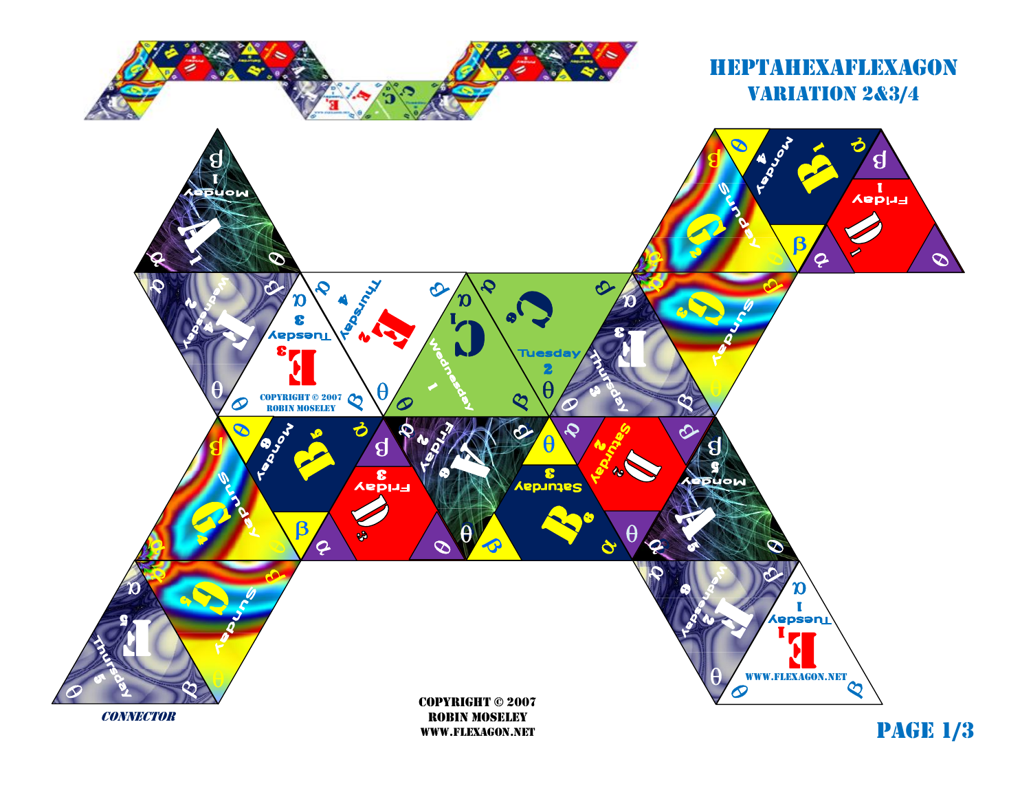# HEPTAHEXAFLEXAGON

## VARIATION 2&3/4

COPYRIGHT © 2007
ROBIN MOSELEY

WWW.FLEXAGON.NET

*CONNECTOR*

COPYRIGHT © 2007
ROBIN MOSELEY
WWW.FLEXAGON.NET

PAGE 1/3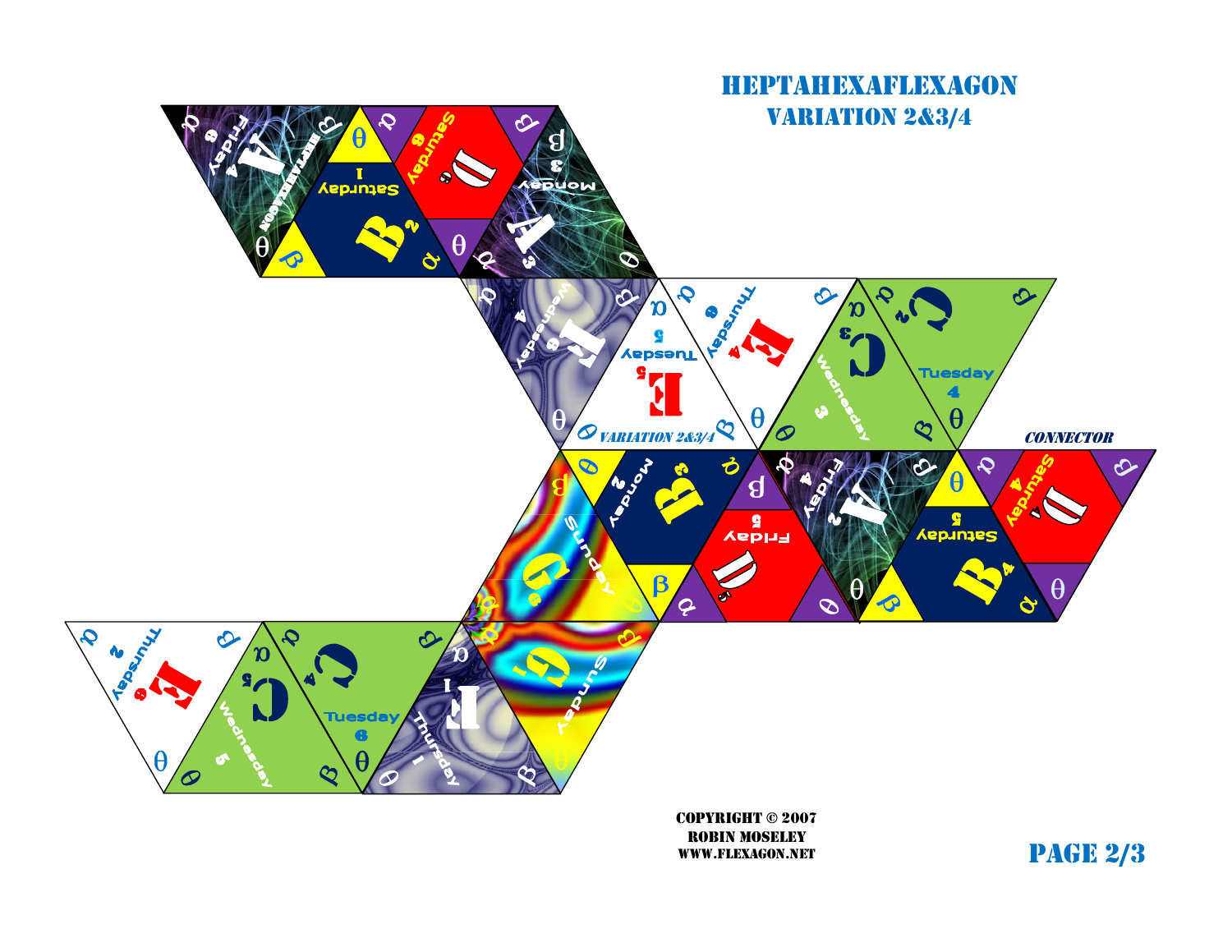# HEPTAHEXAFLEXAGON

## VARIATION 2&3/4

CONNECTOR

COPYRIGHT © 2007
ROBIN MOSELEY
WWW.FLEXAGON.NET

PAGE 2/3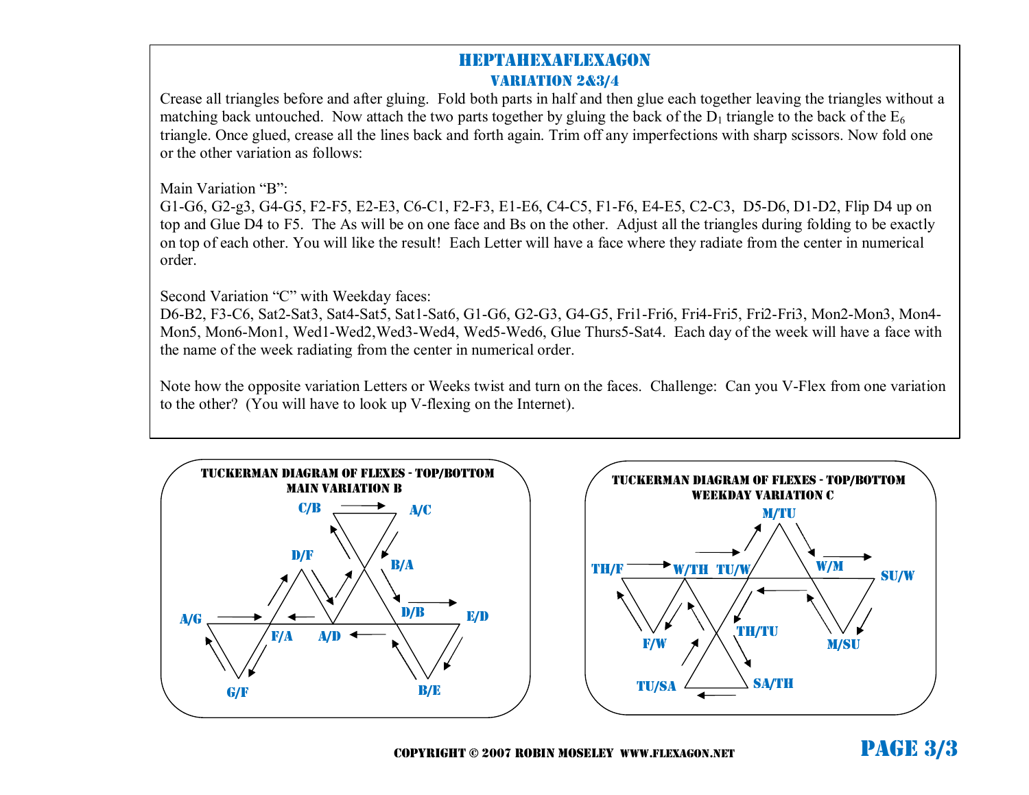# HEPTAHEXAFLEXAGON

## VARIATION 2&3/4

Crease all triangles before and after gluing. Fold both parts in half and then glue each together leaving the triangles without a matching back untouched. Now attach the two parts together by gluing the back of the $D_1$ triangle to the back of the $E_6$ triangle. Once glued, crease all the lines back and forth again. Trim off any imperfections with sharp scissors. Now fold one or the other variation as follows:

Main Variation “B”:
G1-G6, G2-g3, G4-G5, F2-F5, E2-E3, C6-C1, F2-F3, E1-E6, C4-C5, F1-F6, E4-E5, C2-C3, D5-D6, D1-D2, Flip D4 up on top and Glue D4 to F5. The As will be on one face and Bs on the other. Adjust all the triangles during folding to be exactly on top of each other. You will like the result! Each Letter will have a face where they radiate from the center in numerical order.

Second Variation “C” with Weekday faces:
D6-B2, F3-C6, Sat2-Sat3, Sat4-Sat5, Sat1-Sat6, G1-G6, G2-G3, G4-G5, Fri1-Fri6, Fri4-Fri5, Fri2-Fri3, Mon2-Mon3, Mon4-Mon5, Mon6-Mon1, Wed1-Wed2,Wed3-Wed4, Wed5-Wed6, Glue Thurs5-Sat4. Each day of the week will have a face with the name of the week radiating from the center in numerical order.

Note how the opposite variation Letters or Weeks twist and turn on the faces. Challenge: Can you V-Flex from one variation to the other? (You will have to look up V-flexing on the Internet).

TUCKERMAN DIAGRAM OF FLEXES - TOP/BOTTOM
MAIN VARIATION B

C/B
A/C
D/F
B/A
D/B
E/D
A/G
F/A
A/D
G/F
B/E

TUCKERMAN DIAGRAM OF FLEXES - TOP/BOTTOM
WEEKDAY VARIATION C

M/TU
TH/F
W/TH
TU/W
W/M
SU/W
F/W
TH/TU
M/SU
TU/SA
SA/TH

COPYRIGHT © 2007 ROBIN MOSELEY WWW.FLEXAGON.NET